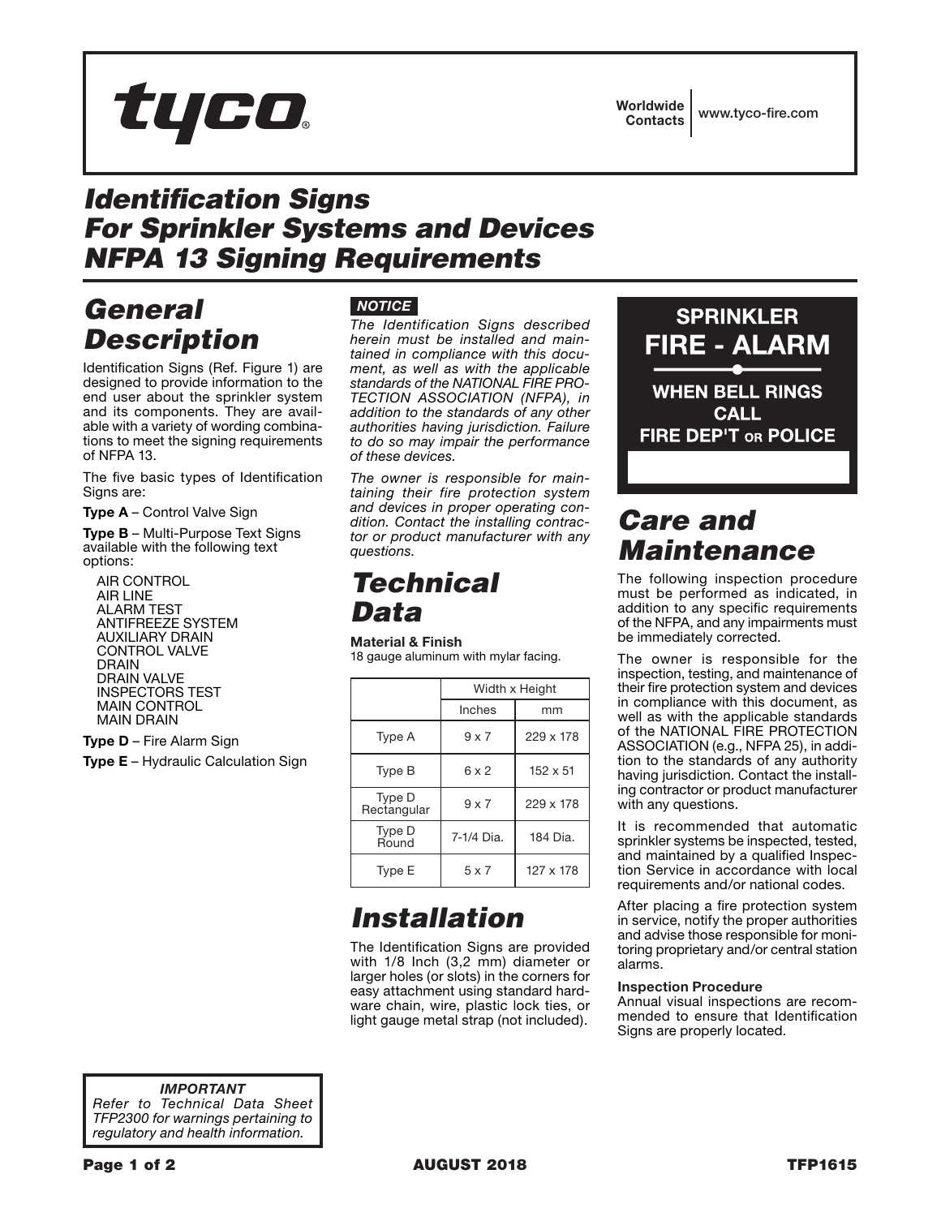tyco®

Worldwide Contacts | www.tyco-fire.com

# Identification Signs For Sprinkler Systems and Devices NFPA 13 Signing Requirements

## General Description

Identification Signs (Ref. Figure 1) are designed to provide information to the end user about the sprinkler system and its components. They are available with a variety of wording combinations to meet the signing requirements of NFPA 13.

The five basic types of Identification Signs are:

**Type A** – Control Valve Sign

**Type B** – Multi-Purpose Text Signs available with the following text options:

- AIR CONTROL
- AIR LINE
- ALARM TEST
- ANTIFREEZE SYSTEM
- AUXILIARY DRAIN
- CONTROL VALVE
- DRAIN
- DRAIN VALVE
- INSPECTORS TEST
- MAIN CONTROL
- MAIN DRAIN

**Type D** – Fire Alarm Sign

**Type E** – Hydraulic Calculation Sign

**NOTICE**

*The Identification Signs described herein must be installed and maintained in compliance with this document, as well as with the applicable standards of the NATIONAL FIRE PROTECTION ASSOCIATION (NFPA), in addition to the standards of any other authorities having jurisdiction. Failure to do so may impair the performance of these devices.*

*The owner is responsible for maintaining their fire protection system and devices in proper operating condition. Contact the installing contractor or product manufacturer with any questions.*

## Technical Data

**Material & Finish**
18 gauge aluminum with mylar facing.

| | Width x Height | |
|---|---|---|
| | Inches | mm |
| Type A | 9 x 7 | 229 x 178 |
| Type B | 6 x 2 | 152 x 51 |
| Type D Rectangular | 9 x 7 | 229 x 178 |
| Type D Round | 7-1/4 Dia. | 184 Dia. |
| Type E | 5 x 7 | 127 x 178 |

## Installation

The Identification Signs are provided with 1/8 Inch (3,2 mm) diameter or larger holes (or slots) in the corners for easy attachment using standard hardware chain, wire, plastic lock ties, or light gauge metal strap (not included).

SPRINKLER
FIRE - ALARM
WHEN BELL RINGS
CALL
FIRE DEP'T OR POLICE

## Care and Maintenance

The following inspection procedure must be performed as indicated, in addition to any specific requirements of the NFPA, and any impairments must be immediately corrected.

The owner is responsible for the inspection, testing, and maintenance of their fire protection system and devices in compliance with this document, as well as with the applicable standards of the NATIONAL FIRE PROTECTION ASSOCIATION (e.g., NFPA 25), in addition to the standards of any authority having jurisdiction. Contact the installing contractor or product manufacturer with any questions.

It is recommended that automatic sprinkler systems be inspected, tested, and maintained by a qualified Inspection Service in accordance with local requirements and/or national codes.

After placing a fire protection system in service, notify the proper authorities and advise those responsible for monitoring proprietary and/or central station alarms.

**Inspection Procedure**
Annual visual inspections are recommended to ensure that Identification Signs are properly located.

*IMPORTANT*
*Refer to Technical Data Sheet TFP2300 for warnings pertaining to regulatory and health information.*

AUGUST 2018 TFP1615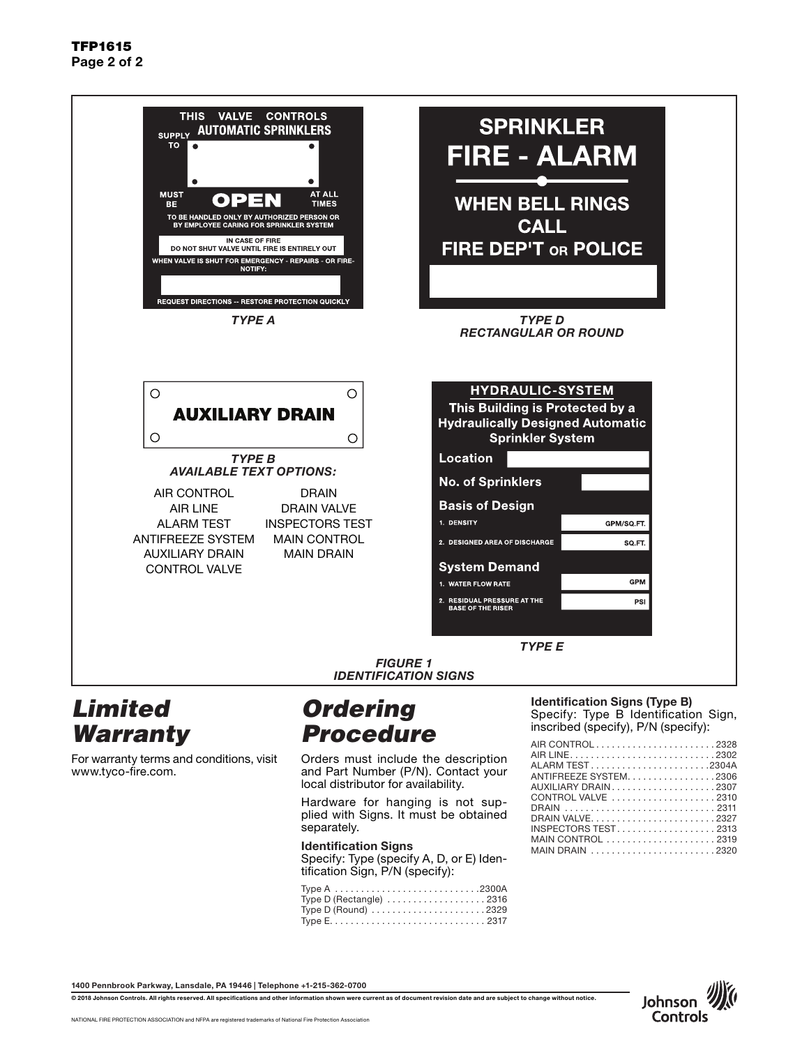THIS VALVE CONTROLS
SUPPLY TO AUTOMATIC SPRINKLERS
MUST BE OPEN AT ALL TIMES
TO BE HANDLED ONLY BY AUTHORIZED PERSON OR BY EMPLOYEE CARING FOR SPRINKLER SYSTEM
IN CASE OF FIRE
DO NOT SHUT VALVE UNTIL FIRE IS ENTIRELY OUT
WHEN VALVE IS SHUT FOR EMERGENCY - REPAIRS - OR FIRE-NOTIFY:
REQUEST DIRECTIONS -- RESTORE PROTECTION QUICKLY

*TYPE A*

SPRINKLER
FIRE - ALARM
WHEN BELL RINGS
CALL
FIRE DEP'T OR POLICE

*TYPE D*
*RECTANGULAR OR ROUND*

AUXILIARY DRAIN

*TYPE B*
*AVAILABLE TEXT OPTIONS:*

AIR CONTROL
AIR LINE
ALARM TEST
ANTIFREEZE SYSTEM
AUXILIARY DRAIN
CONTROL VALVE
DRAIN
DRAIN VALVE
INSPECTORS TEST
MAIN CONTROL
MAIN DRAIN

HYDRAULIC-SYSTEM
This Building is Protected by a Hydraulically Designed Automatic Sprinkler System
Location
No. of Sprinklers
Basis of Design
1. DENSITY GPM/SQ.FT.
2. DESIGNED AREA OF DISCHARGE SQ.FT.
System Demand
1. WATER FLOW RATE GPM
2. RESIDUAL PRESSURE AT THE BASE OF THE RISER PSI

*TYPE E*

*FIGURE 1*
*IDENTIFICATION SIGNS*

# Limited Warranty

For warranty terms and conditions, visit www.tyco-fire.com.

# Ordering Procedure

Orders must include the description and Part Number (P/N). Contact your local distributor for availability.

Hardware for hanging is not supplied with Signs. It must be obtained separately.

**Identification Signs**
Specify: Type (specify A, D, or E) Identification Sign, P/N (specify):

| | |
|---|---|
| Type A | 2300A |
| Type D (Rectangle) | 2316 |
| Type D (Round) | 2329 |
| Type E | 2317 |

**Identification Signs (Type B)**
Specify: Type B Identification Sign, inscribed (specify), P/N (specify):

| | |
|---|---|
| AIR CONTROL | 2328 |
| AIR LINE | 2302 |
| ALARM TEST | 2304A |
| ANTIFREEZE SYSTEM | 2306 |
| AUXILIARY DRAIN | 2307 |
| CONTROL VALVE | 2310 |
| DRAIN | 2311 |
| DRAIN VALVE | 2327 |
| INSPECTORS TEST | 2313 |
| MAIN CONTROL | 2319 |
| MAIN DRAIN | 2320 |

1400 Pennbrook Parkway, Lansdale, PA 19446 | Telephone +1-215-362-0700

© 2018 Johnson Controls. All rights reserved. All specifications and other information shown were current as of document revision date and are subject to change without notice.

NATIONAL FIRE PROTECTION ASSOCIATION and NFPA are registered trademarks of National Fire Protection Association